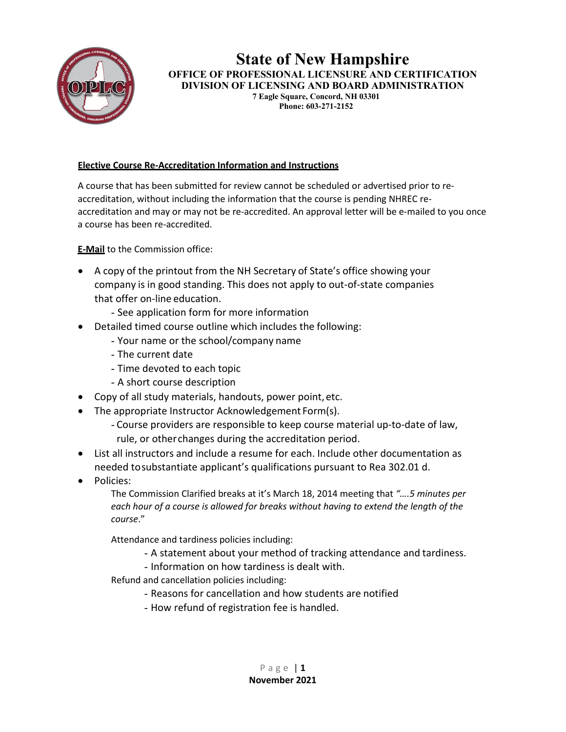# State of New Hampshire

**OFFICE OF PROFESSIONAL LICENSURE AND CERTIFICATION**
**DIVISION OF LICENSING AND BOARD ADMINISTRATION**
**7 Eagle Square, Concord, NH 03301**
**Phone: 603-271-2152**

## Elective Course Re-Accreditation Information and Instructions

A course that has been submitted for review cannot be scheduled or advertised prior to re-accreditation, without including the information that the course is pending NHREC re-accreditation and may or may not be re-accredited. An approval letter will be e-mailed to you once a course has been re-accredited.

**E-Mail** to the Commission office:

- A copy of the printout from the NH Secretary of State's office showing your company is in good standing. This does not apply to out-of-state companies that offer on-line education.
  - See application form for more information
- Detailed timed course outline which includes the following:
  - Your name or the school/company name
  - The current date
  - Time devoted to each topic
  - A short course description
- Copy of all study materials, handouts, power point, etc.
- The appropriate Instructor Acknowledgement Form(s).
  - Course providers are responsible to keep course material up-to-date of law, rule, or other changes during the accreditation period.
- List all instructors and include a resume for each. Include other documentation as needed to substantiate applicant's qualifications pursuant to Rea 302.01 d.
- Policies:

  The Commission Clarified breaks at it's March 18, 2014 meeting that *"….5 minutes per each hour of a course is allowed for breaks without having to extend the length of the course*."

  Attendance and tardiness policies including:
  - A statement about your method of tracking attendance and tardiness.
  - Information on how tardiness is dealt with.

  Refund and cancellation policies including:
  - Reasons for cancellation and how students are notified
  - How refund of registration fee is handled.

**November 2021**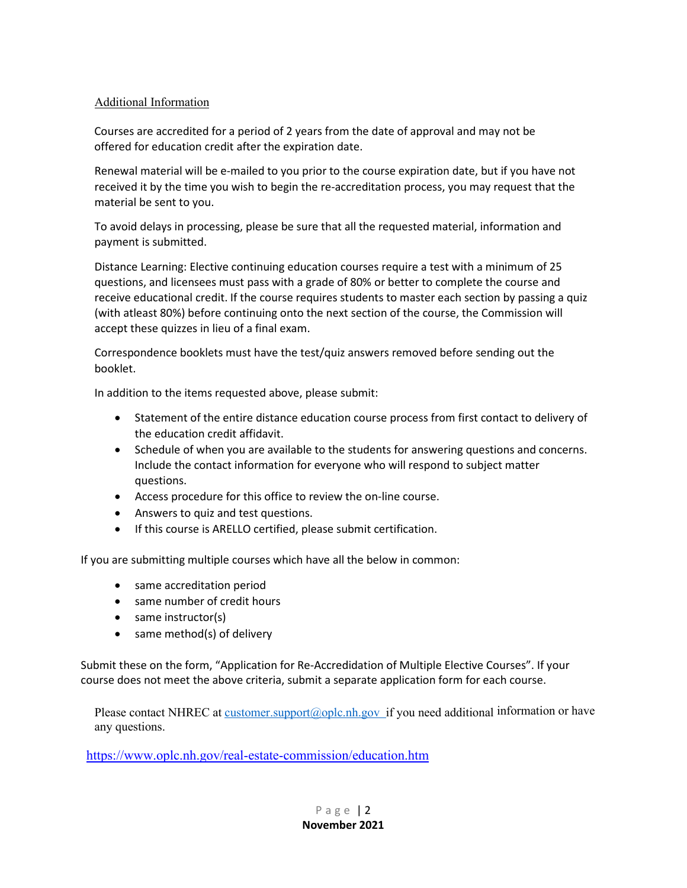## Additional Information

Courses are accredited for a period of 2 years from the date of approval and may not be offered for education credit after the expiration date.

Renewal material will be e-mailed to you prior to the course expiration date, but if you have not received it by the time you wish to begin the re-accreditation process, you may request that the material be sent to you.

To avoid delays in processing, please be sure that all the requested material, information and payment is submitted.

Distance Learning: Elective continuing education courses require a test with a minimum of 25 questions, and licensees must pass with a grade of 80% or better to complete the course and receive educational credit. If the course requires students to master each section by passing a quiz (with atleast 80%) before continuing onto the next section of the course, the Commission will accept these quizzes in lieu of a final exam.

Correspondence booklets must have the test/quiz answers removed before sending out the booklet.

In addition to the items requested above, please submit:

- Statement of the entire distance education course process from first contact to delivery of the education credit affidavit.
- Schedule of when you are available to the students for answering questions and concerns. Include the contact information for everyone who will respond to subject matter questions.
- Access procedure for this office to review the on-line course.
- Answers to quiz and test questions.
- If this course is ARELLO certified, please submit certification.

If you are submitting multiple courses which have all the below in common:

- same accreditation period
- same number of credit hours
- same instructor(s)
- same method(s) of delivery

Submit these on the form, "Application for Re-Accredidation of Multiple Elective Courses". If your course does not meet the above criteria, submit a separate application form for each course.

Please contact NHREC at customer.support@oplc.nh.gov if you need additional information or have any questions.

https://www.oplc.nh.gov/real-estate-commission/education.htm

November 2021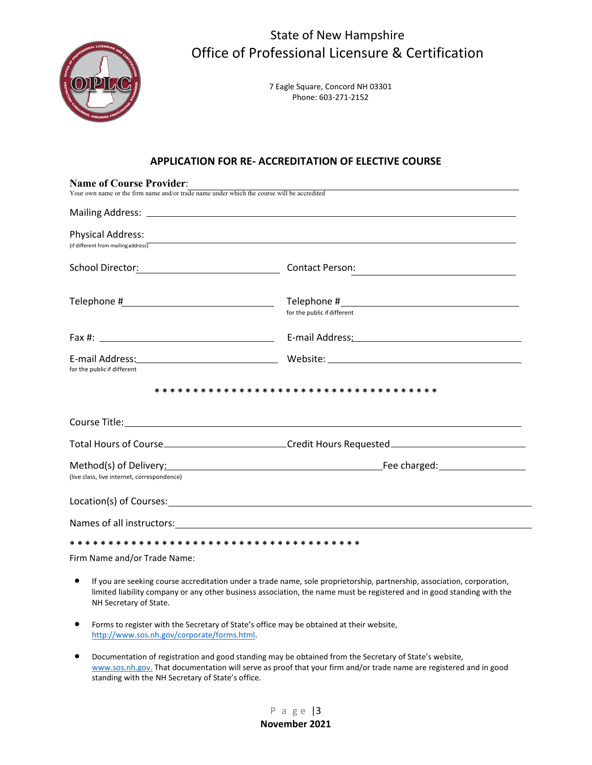State of New Hampshire
Office of Professional Licensure & Certification

7 Eagle Square, Concord NH 03301
Phone: 603-271-2152

## APPLICATION FOR RE- ACCREDITATION OF ELECTIVE COURSE

**Name of Course Provider**: ______________________________
Your own name or the firm name and/or trade name under which the course will be accredited

Mailing Address: ______________________________

Physical Address: ______________________________
(if different from mailing address)

School Director: ______________________________ Contact Person: ______________________________

Telephone # ______________________________ Telephone # ______________________________
for the public if different

Fax #: ______________________________ E-mail Address: ______________________________

E-mail Address: ______________________________ Website: ______________________________
for the public if different

* * * * * * * * * * * * * * * * * * * * * * * * * * * * * * * * * * * * *

Course Title: ______________________________

Total Hours of Course ______________________________ Credit Hours Requested ______________________________

Method(s) of Delivery: ______________________________ Fee charged: ______________________________
(live class, live internet, correspondence)

Location(s) of Courses: ______________________________

Names of all instructors: ______________________________

* * * * * * * * * * * * * * * * * * * * * * * * * * * * * * * * * * * * * *

Firm Name and/or Trade Name:

- If you are seeking course accreditation under a trade name, sole proprietorship, partnership, association, corporation, limited liability company or any other business association, the name must be registered and in good standing with the NH Secretary of State.
- Forms to register with the Secretary of State's office may be obtained at their website, http://www.sos.nh.gov/corporate/forms.html.
- Documentation of registration and good standing may be obtained from the Secretary of State's website, www.sos.nh.gov. That documentation will serve as proof that your firm and/or trade name are registered and in good standing with the NH Secretary of State's office.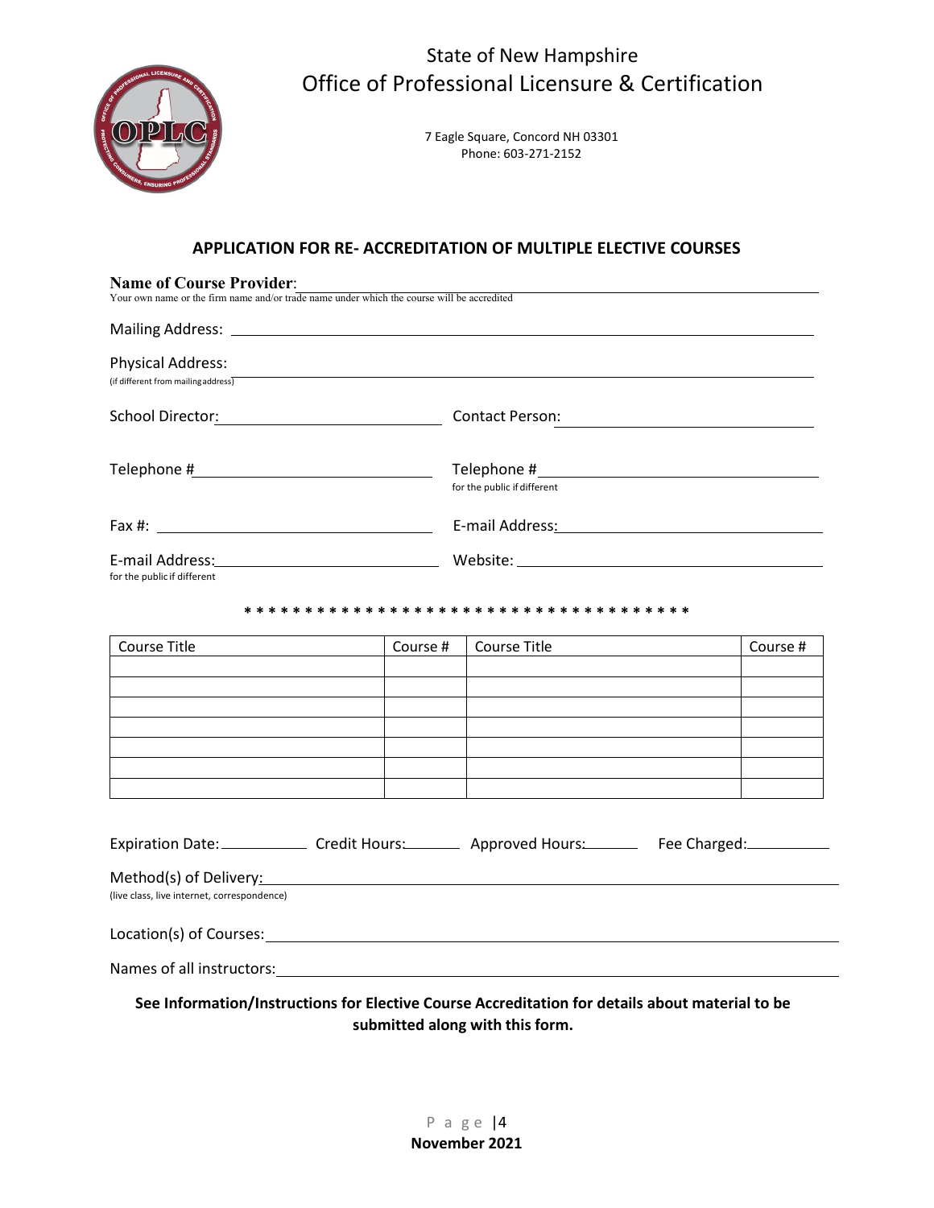# State of New Hampshire
# Office of Professional Licensure & Certification

7 Eagle Square, Concord NH 03301
Phone: 603-271-2152

## APPLICATION FOR RE- ACCREDITATION OF MULTIPLE ELECTIVE COURSES

**Name of Course Provider**: ______________________________
Your own name or the firm name and/or trade name under which the course will be accredited

Mailing Address: ______________________________

Physical Address: ______________________________
(if different from mailing address)

School Director: ______________________ Contact Person: ______________________

Telephone # ______________________ Telephone # ______________________
for the public if different

Fax #: ______________________ E-mail Address: ______________________

E-mail Address: ______________________ Website: ______________________
for the public if different

* * * * * * * * * * * * * * * * * * * * * * * * * * * * * * * * * * * * * * *

| Course Title | Course # | Course Title | Course # |
|---|---|---|---|
| | | | |
| | | | |
| | | | |
| | | | |
| | | | |
| | | | |
| | | | |

Expiration Date: __________ Credit Hours: ______ Approved Hours: ______ Fee Charged: __________

Method(s) of Delivery: ______________________________
(live class, live internet, correspondence)

Location(s) of Courses: ______________________________

Names of all instructors: ______________________________

**See Information/Instructions for Elective Course Accreditation for details about material to be submitted along with this form.**

**November 2021**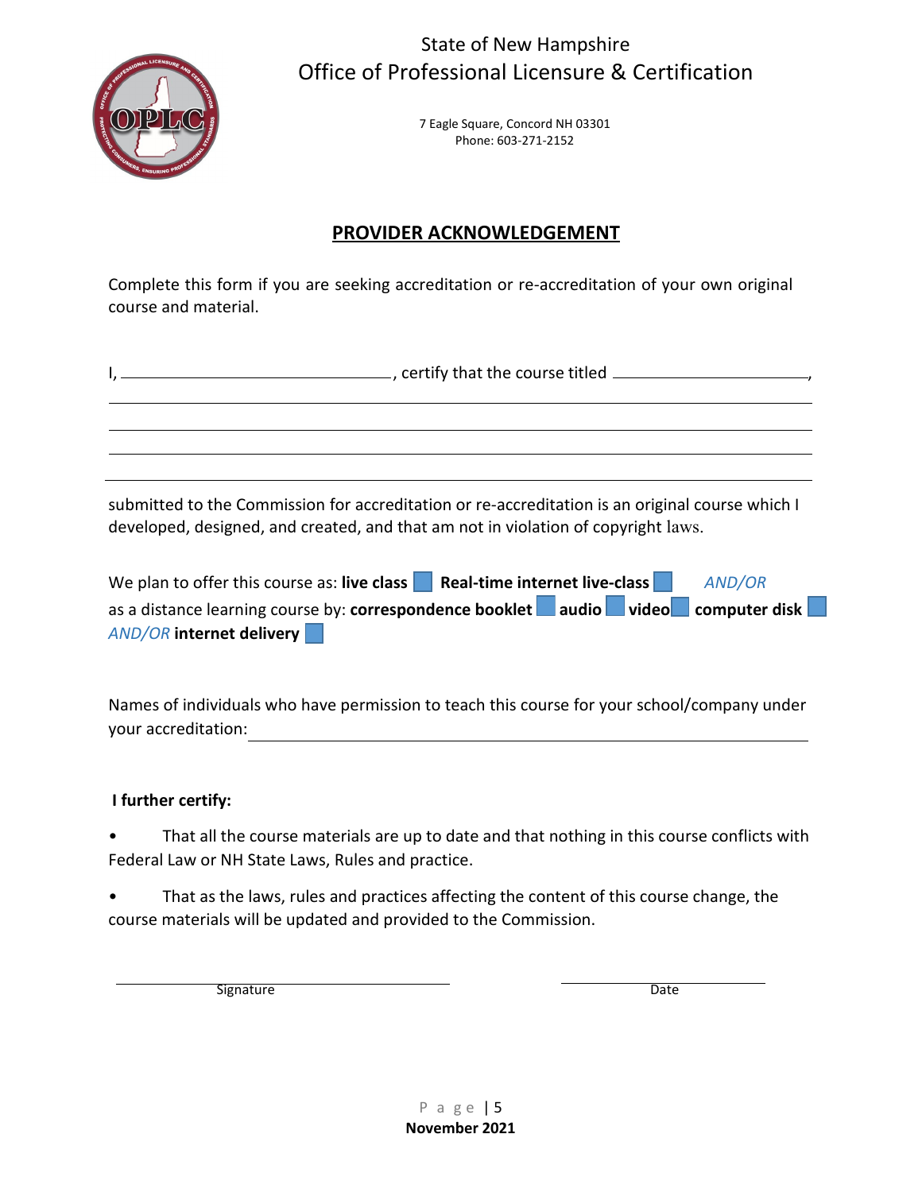State of New Hampshire
Office of Professional Licensure & Certification

7 Eagle Square, Concord NH 03301
Phone: 603-271-2152

## PROVIDER ACKNOWLEDGEMENT

Complete this form if you are seeking accreditation or re-accreditation of your own original course and material.

I, ______________________________, certify that the course titled ______________________,
___________________________________________________________________________
___________________________________________________________________________
___________________________________________________________________________
___________________________________________________________________________

submitted to the Commission for accreditation or re-accreditation is an original course which I developed, designed, and created, and that am not in violation of copyright laws.

We plan to offer this course as: **live class** ☐ **Real-time internet live-class** ☐ *AND/OR* as a distance learning course by: **correspondence booklet** ☐ **audio** ☐ **video** ☐ **computer disk** ☐ *AND/OR* **internet delivery** ☐

Names of individuals who have permission to teach this course for your school/company under your accreditation: ______________________________________________________________

**I further certify:**

- That all the course materials are up to date and that nothing in this course conflicts with Federal Law or NH State Laws, Rules and practice.
- That as the laws, rules and practices affecting the content of this course change, the course materials will be updated and provided to the Commission.

______________________________ ______________________
Signature Date

**November 2021**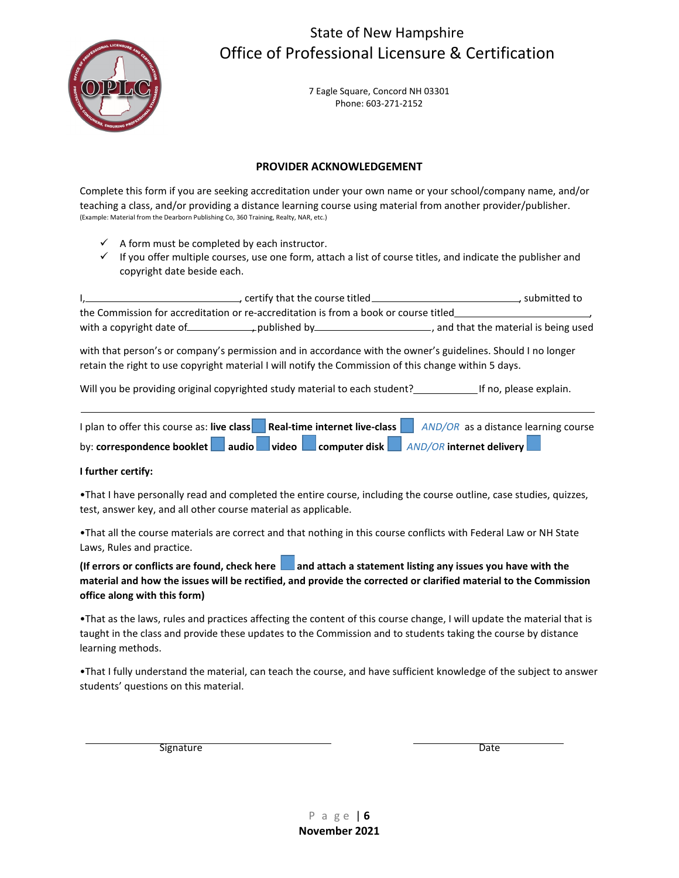State of New Hampshire
# Office of Professional Licensure & Certification

7 Eagle Square, Concord NH 03301
Phone: 603-271-2152

## PROVIDER ACKNOWLEDGEMENT

Complete this form if you are seeking accreditation under your own name or your school/company name, and/or teaching a class, and/or providing a distance learning course using material from another provider/publisher.
(Example: Material from the Dearborn Publishing Co, 360 Training, Realty, NAR, etc.)

- ✓ A form must be completed by each instructor.
- ✓ If you offer multiple courses, use one form, attach a list of course titles, and indicate the publisher and copyright date beside each.

I,\_\_\_\_\_\_\_\_\_\_\_\_\_\_\_\_\_\_\_\_\_\_\_\_\_\_, certify that the course titled\_\_\_\_\_\_\_\_\_\_\_\_\_\_\_\_\_\_\_\_\_\_\_\_\_\_, submitted to the Commission for accreditation or re-accreditation is from a book or course titled\_\_\_\_\_\_\_\_\_\_\_\_\_\_\_\_\_\_\_\_\_\_\_\_, with a copyright date of\_\_\_\_\_\_\_\_\_\_\_\_, published by\_\_\_\_\_\_\_\_\_\_\_\_\_\_\_\_\_\_\_\_, and that the material is being used

with that person's or company's permission and in accordance with the owner's guidelines. Should I no longer retain the right to use copyright material I will notify the Commission of this change within 5 days.

Will you be providing original copyrighted study material to each student?\_\_\_\_\_\_\_\_\_\_\_\_ If no, please explain.

---

I plan to offer this course as: **live class** ☐ **Real-time internet live-class** ☐ *AND/OR* as a distance learning course by: **correspondence booklet** ☐ **audio** ☐ **video** ☐ **computer disk** ☐ *AND/OR* **internet delivery** ☐

**I further certify:**

•That I have personally read and completed the entire course, including the course outline, case studies, quizzes, test, answer key, and all other course material as applicable.

•That all the course materials are correct and that nothing in this course conflicts with Federal Law or NH State Laws, Rules and practice.

**(If errors or conflicts are found, check here ☐ and attach a statement listing any issues you have with the material and how the issues will be rectified, and provide the corrected or clarified material to the Commission office along with this form)**

•That as the laws, rules and practices affecting the content of this course change, I will update the material that is taught in the class and provide these updates to the Commission and to students taking the course by distance learning methods.

•That I fully understand the material, can teach the course, and have sufficient knowledge of the subject to answer students' questions on this material.

\_\_\_\_\_\_\_\_\_\_\_\_\_\_\_\_\_\_\_\_\_\_\_\_\_\_\_\_\_\_ Signature

\_\_\_\_\_\_\_\_\_\_\_\_\_\_\_\_\_\_ Date

November 2021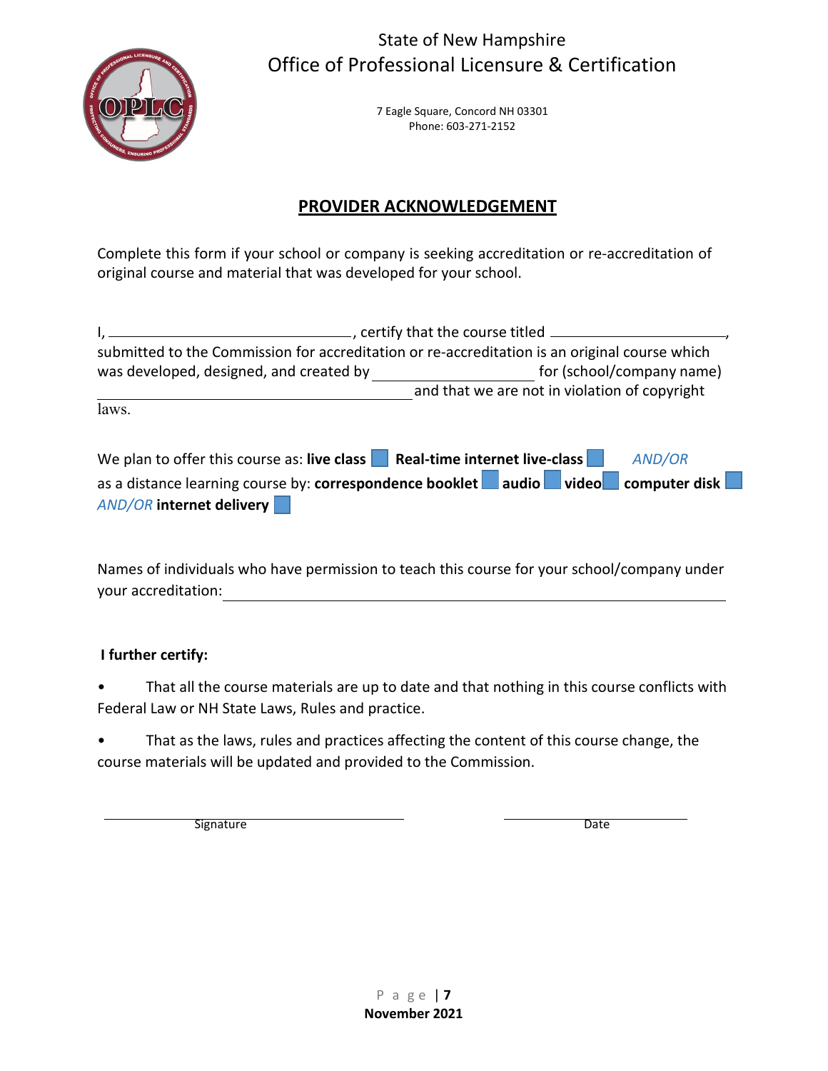State of New Hampshire
Office of Professional Licensure & Certification

7 Eagle Square, Concord NH 03301
Phone: 603-271-2152

## PROVIDER ACKNOWLEDGEMENT

Complete this form if your school or company is seeking accreditation or re-accreditation of original course and material that was developed for your school.

I, ______________________________, certify that the course titled ______________________, submitted to the Commission for accreditation or re-accreditation is an original course which was developed, designed, and created by ____________________ for (school/company name) ________________________________________ and that we are not in violation of copyright laws.

We plan to offer this course as: **live class** ☐ **Real-time internet live-class** ☐ *AND/OR*
as a distance learning course by: **correspondence booklet** ☐ **audio** ☐ **video** ☐ **computer disk** ☐
*AND/OR* **internet delivery** ☐

Names of individuals who have permission to teach this course for your school/company under your accreditation: ________________________________________________

**I further certify:**

- That all the course materials are up to date and that nothing in this course conflicts with Federal Law or NH State Laws, Rules and practice.
- That as the laws, rules and practices affecting the content of this course change, the course materials will be updated and provided to the Commission.

______________________________ &nbsp;&nbsp;&nbsp;&nbsp;&nbsp;&nbsp;&nbsp;&nbsp; ____________________
Signature &nbsp;&nbsp;&nbsp;&nbsp;&nbsp;&nbsp;&nbsp;&nbsp;&nbsp;&nbsp;&nbsp;&nbsp;&nbsp;&nbsp;&nbsp;&nbsp;&nbsp;&nbsp;&nbsp;&nbsp;&nbsp;&nbsp;&nbsp;&nbsp;&nbsp;&nbsp;&nbsp;&nbsp;&nbsp;&nbsp;&nbsp;&nbsp;&nbsp;&nbsp;&nbsp;&nbsp;&nbsp;&nbsp; Date

November 2021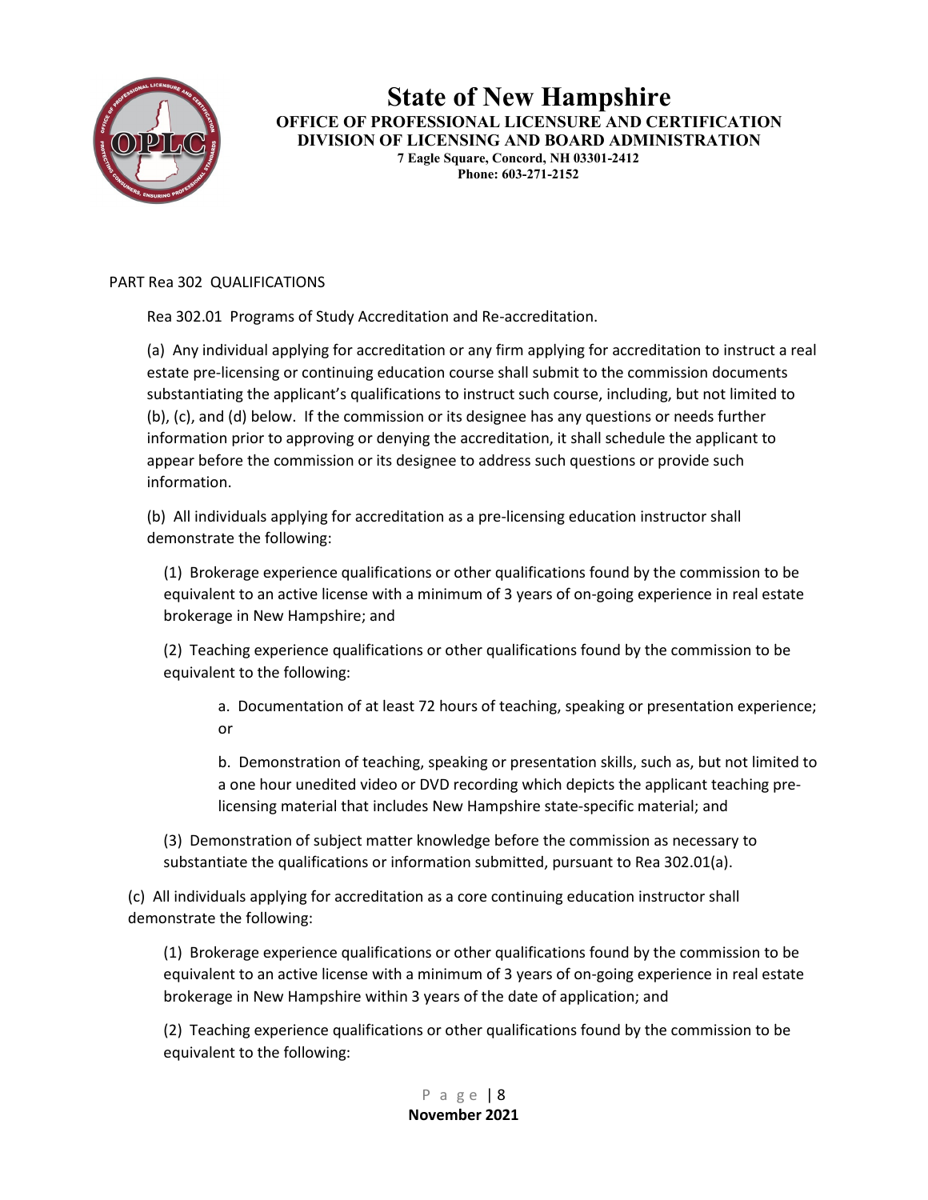PART Rea 302 QUALIFICATIONS

Rea 302.01 Programs of Study Accreditation and Re-accreditation.

(a) Any individual applying for accreditation or any firm applying for accreditation to instruct a real estate pre-licensing or continuing education course shall submit to the commission documents substantiating the applicant's qualifications to instruct such course, including, but not limited to (b), (c), and (d) below. If the commission or its designee has any questions or needs further information prior to approving or denying the accreditation, it shall schedule the applicant to appear before the commission or its designee to address such questions or provide such information.

(b) All individuals applying for accreditation as a pre-licensing education instructor shall demonstrate the following:

(1) Brokerage experience qualifications or other qualifications found by the commission to be equivalent to an active license with a minimum of 3 years of on-going experience in real estate brokerage in New Hampshire; and

(2) Teaching experience qualifications or other qualifications found by the commission to be equivalent to the following:

a. Documentation of at least 72 hours of teaching, speaking or presentation experience; or

b. Demonstration of teaching, speaking or presentation skills, such as, but not limited to a one hour unedited video or DVD recording which depicts the applicant teaching pre-licensing material that includes New Hampshire state-specific material; and

(3) Demonstration of subject matter knowledge before the commission as necessary to substantiate the qualifications or information submitted, pursuant to Rea 302.01(a).

(c) All individuals applying for accreditation as a core continuing education instructor shall demonstrate the following:

(1) Brokerage experience qualifications or other qualifications found by the commission to be equivalent to an active license with a minimum of 3 years of on-going experience in real estate brokerage in New Hampshire within 3 years of the date of application; and

(2) Teaching experience qualifications or other qualifications found by the commission to be equivalent to the following: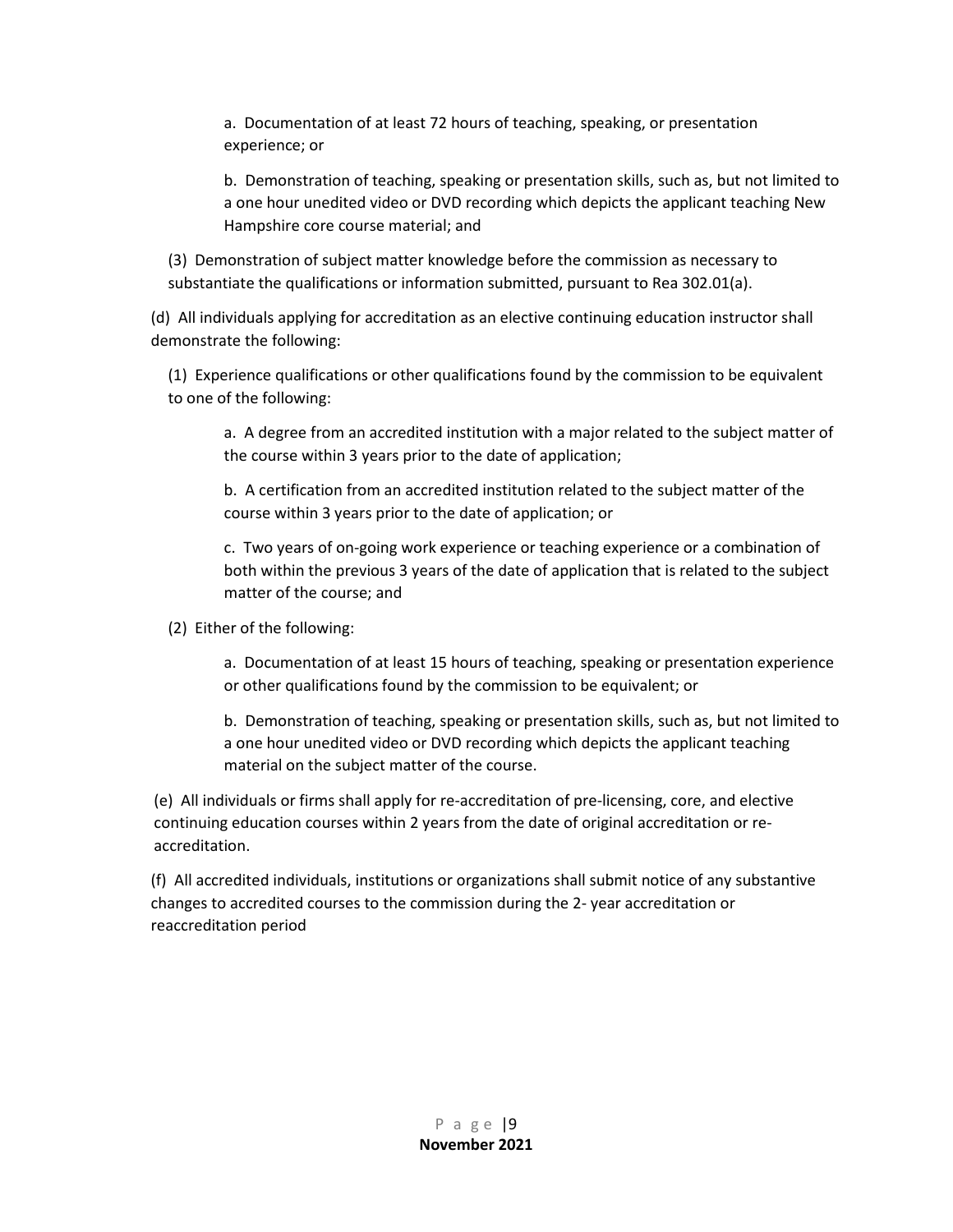a. Documentation of at least 72 hours of teaching, speaking, or presentation experience; or

b. Demonstration of teaching, speaking or presentation skills, such as, but not limited to a one hour unedited video or DVD recording which depicts the applicant teaching New Hampshire core course material; and

(3) Demonstration of subject matter knowledge before the commission as necessary to substantiate the qualifications or information submitted, pursuant to Rea 302.01(a).

(d) All individuals applying for accreditation as an elective continuing education instructor shall demonstrate the following:

(1) Experience qualifications or other qualifications found by the commission to be equivalent to one of the following:

a. A degree from an accredited institution with a major related to the subject matter of the course within 3 years prior to the date of application;

b. A certification from an accredited institution related to the subject matter of the course within 3 years prior to the date of application; or

c. Two years of on-going work experience or teaching experience or a combination of both within the previous 3 years of the date of application that is related to the subject matter of the course; and

(2) Either of the following:

a. Documentation of at least 15 hours of teaching, speaking or presentation experience or other qualifications found by the commission to be equivalent; or

b. Demonstration of teaching, speaking or presentation skills, such as, but not limited to a one hour unedited video or DVD recording which depicts the applicant teaching material on the subject matter of the course.

(e) All individuals or firms shall apply for re-accreditation of pre-licensing, core, and elective continuing education courses within 2 years from the date of original accreditation or re-accreditation.

(f) All accredited individuals, institutions or organizations shall submit notice of any substantive changes to accredited courses to the commission during the 2- year accreditation or reaccreditation period